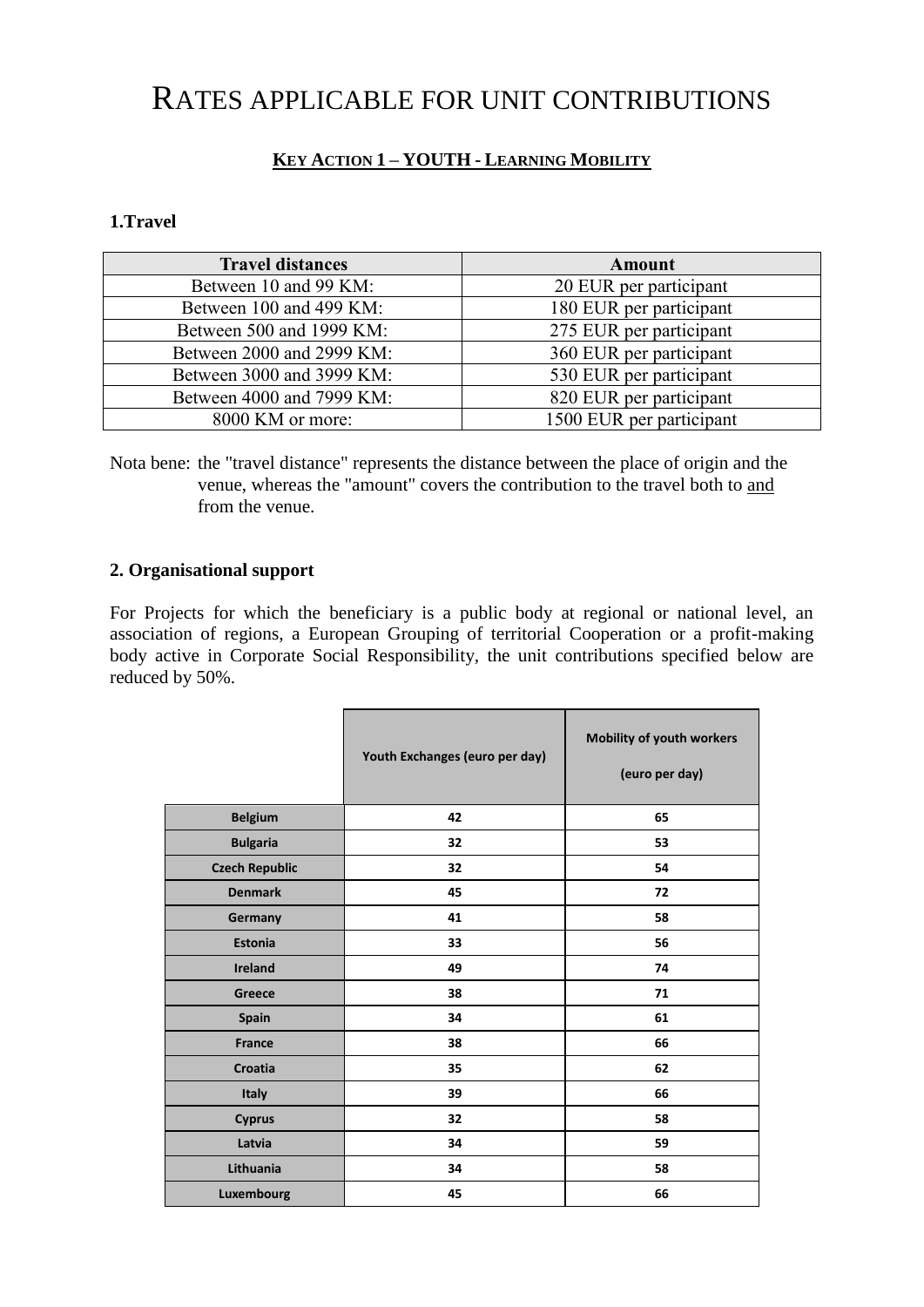# Rates applicable for unit contributions

**Key Action 1 – YOUTH - Learning Mobility**

### 1.Travel

| Travel distances | Amount |
|---|---|
| Between 10 and 99 KM: | 20 EUR per participant |
| Between 100 and 499 KM: | 180 EUR per participant |
| Between 500 and 1999 KM: | 275 EUR per participant |
| Between 2000 and 2999 KM: | 360 EUR per participant |
| Between 3000 and 3999 KM: | 530 EUR per participant |
| Between 4000 and 7999 KM: | 820 EUR per participant |
| 8000 KM or more: | 1500 EUR per participant |

Nota bene: the "travel distance" represents the distance between the place of origin and the venue, whereas the "amount" covers the contribution to the travel both to and from the venue.

### 2. Organisational support

For Projects for which the beneficiary is a public body at regional or national level, an association of regions, a European Grouping of territorial Cooperation or a profit-making body active in Corporate Social Responsibility, the unit contributions specified below are reduced by 50%.

| | Youth Exchanges (euro per day) | Mobility of youth workers (euro per day) |
|---|---|---|
| Belgium | 42 | 65 |
| Bulgaria | 32 | 53 |
| Czech Republic | 32 | 54 |
| Denmark | 45 | 72 |
| Germany | 41 | 58 |
| Estonia | 33 | 56 |
| Ireland | 49 | 74 |
| Greece | 38 | 71 |
| Spain | 34 | 61 |
| France | 38 | 66 |
| Croatia | 35 | 62 |
| Italy | 39 | 66 |
| Cyprus | 32 | 58 |
| Latvia | 34 | 59 |
| Lithuania | 34 | 58 |
| Luxembourg | 45 | 66 |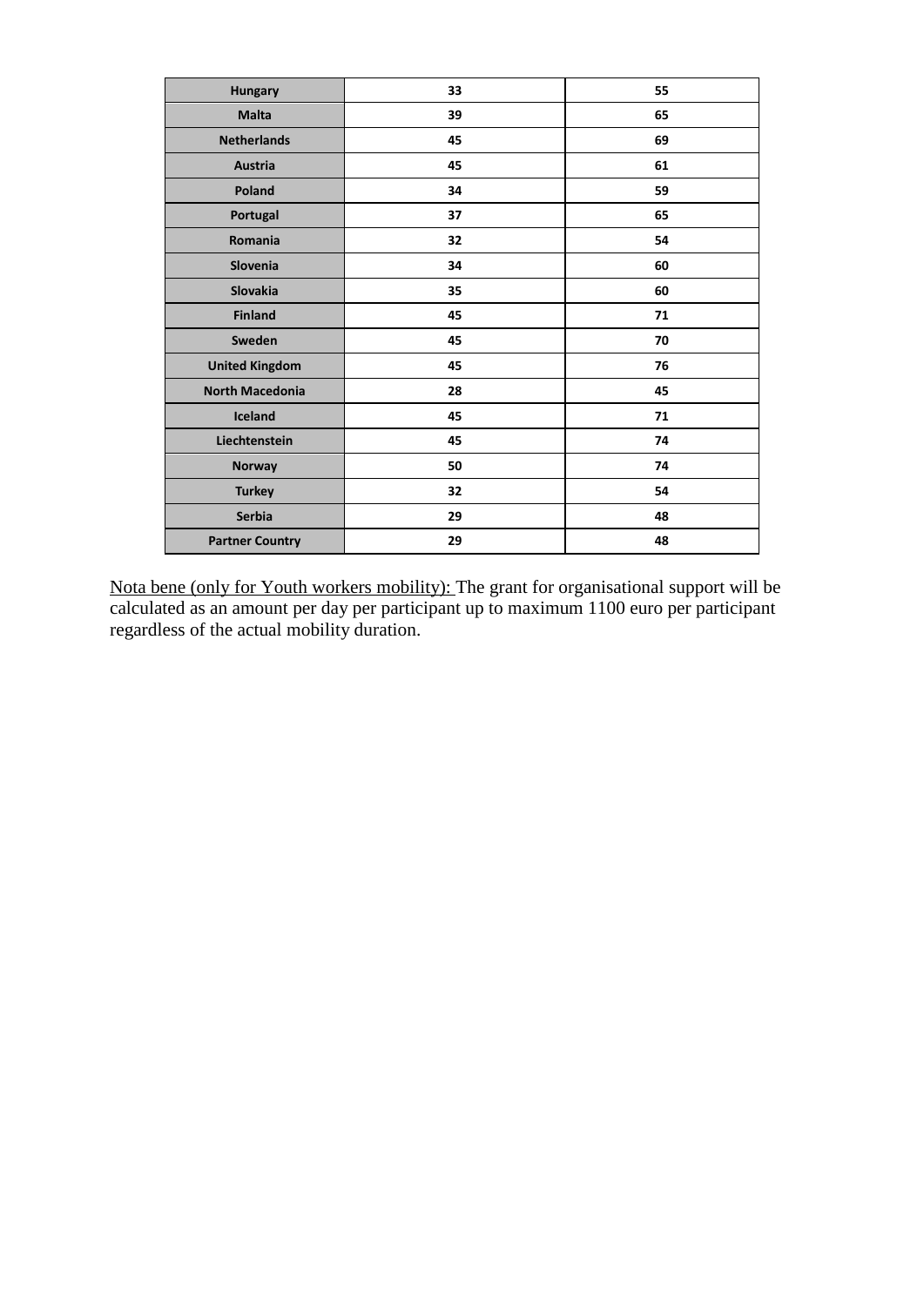| | | |
|---|---|---|
| **Hungary** | **33** | **55** |
| **Malta** | **39** | **65** |
| **Netherlands** | **45** | **69** |
| **Austria** | **45** | **61** |
| **Poland** | **34** | **59** |
| **Portugal** | **37** | **65** |
| **Romania** | **32** | **54** |
| **Slovenia** | **34** | **60** |
| **Slovakia** | **35** | **60** |
| **Finland** | **45** | **71** |
| **Sweden** | **45** | **70** |
| **United Kingdom** | **45** | **76** |
| **North Macedonia** | **28** | **45** |
| **Iceland** | **45** | **71** |
| **Liechtenstein** | **45** | **74** |
| **Norway** | **50** | **74** |
| **Turkey** | **32** | **54** |
| **Serbia** | **29** | **48** |
| **Partner Country** | **29** | **48** |

Nota bene (only for Youth workers mobility): The grant for organisational support will be calculated as an amount per day per participant up to maximum 1100 euro per participant regardless of the actual mobility duration.